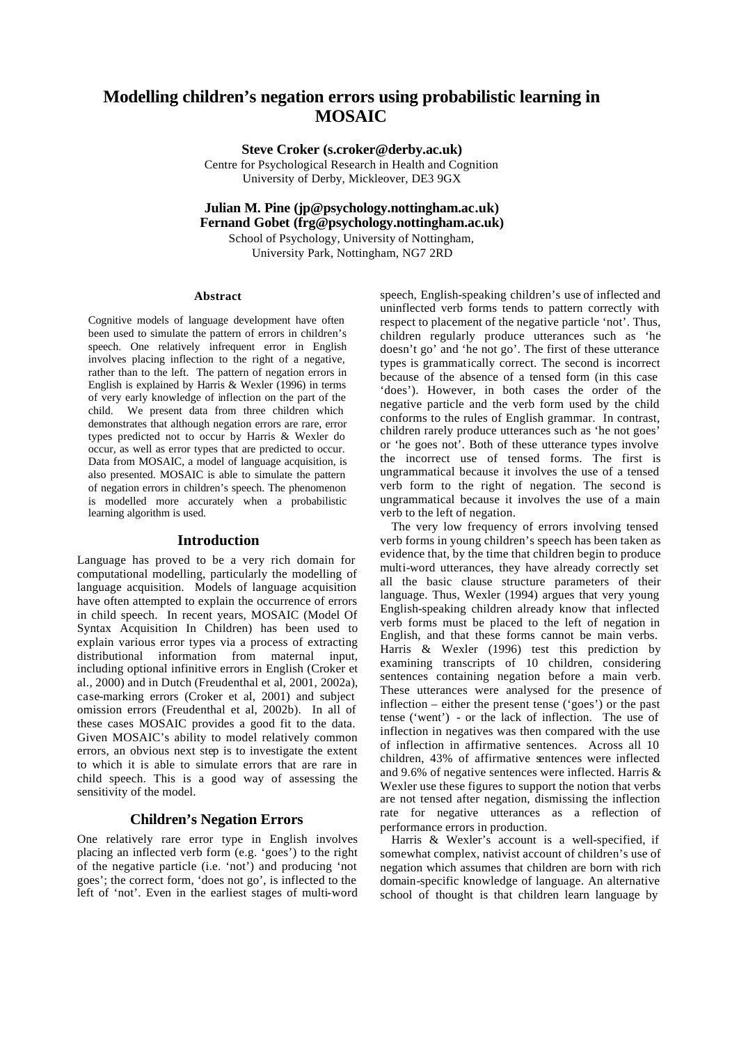# Modelling children's negation errors using probabilistic learning in MOSAIC

**Steve Croker (s.croker@derby.ac.uk)**
Centre for Psychological Research in Health and Cognition
University of Derby, Mickleover, DE3 9GX

**Julian M. Pine (jp@psychology.nottingham.ac.uk)**
**Fernand Gobet (frg@psychology.nottingham.ac.uk)**
School of Psychology, University of Nottingham,
University Park, Nottingham, NG7 2RD

## Abstract

Cognitive models of language development have often been used to simulate the pattern of errors in children's speech. One relatively infrequent error in English involves placing inflection to the right of a negative, rather than to the left. The pattern of negation errors in English is explained by Harris & Wexler (1996) in terms of very early knowledge of inflection on the part of the child. We present data from three children which demonstrates that although negation errors are rare, error types predicted not to occur by Harris & Wexler do occur, as well as error types that are predicted to occur. Data from MOSAIC, a model of language acquisition, is also presented. MOSAIC is able to simulate the pattern of negation errors in children's speech. The phenomenon is modelled more accurately when a probabilistic learning algorithm is used.

## Introduction

Language has proved to be a very rich domain for computational modelling, particularly the modelling of language acquisition. Models of language acquisition have often attempted to explain the occurrence of errors in child speech. In recent years, MOSAIC (Model Of Syntax Acquisition In Children) has been used to explain various error types via a process of extracting distributional information from maternal input, including optional infinitive errors in English (Croker et al., 2000) and in Dutch (Freudenthal et al, 2001, 2002a), case-marking errors (Croker et al, 2001) and subject omission errors (Freudenthal et al, 2002b). In all of these cases MOSAIC provides a good fit to the data. Given MOSAIC's ability to model relatively common errors, an obvious next step is to investigate the extent to which it is able to simulate errors that are rare in child speech. This is a good way of assessing the sensitivity of the model.

## Children's Negation Errors

One relatively rare error type in English involves placing an inflected verb form (e.g. 'goes') to the right of the negative particle (i.e. 'not') and producing 'not goes'; the correct form, 'does not go', is inflected to the left of 'not'. Even in the earliest stages of multi-word speech, English-speaking children's use of inflected and uninflected verb forms tends to pattern correctly with respect to placement of the negative particle 'not'. Thus, children regularly produce utterances such as 'he doesn't go' and 'he not go'. The first of these utterance types is grammatically correct. The second is incorrect because of the absence of a tensed form (in this case 'does'). However, in both cases the order of the negative particle and the verb form used by the child conforms to the rules of English grammar. In contrast, children rarely produce utterances such as 'he not goes' or 'he goes not'. Both of these utterance types involve the incorrect use of tensed forms. The first is ungrammatical because it involves the use of a tensed verb form to the right of negation. The second is ungrammatical because it involves the use of a main verb to the left of negation.

The very low frequency of errors involving tensed verb forms in young children's speech has been taken as evidence that, by the time that children begin to produce multi-word utterances, they have already correctly set all the basic clause structure parameters of their language. Thus, Wexler (1994) argues that very young English-speaking children already know that inflected verb forms must be placed to the left of negation in English, and that these forms cannot be main verbs. Harris & Wexler (1996) test this prediction by examining transcripts of 10 children, considering sentences containing negation before a main verb. These utterances were analysed for the presence of inflection – either the present tense ('goes') or the past tense ('went') - or the lack of inflection. The use of inflection in negatives was then compared with the use of inflection in affirmative sentences. Across all 10 children, 43% of affirmative sentences were inflected and 9.6% of negative sentences were inflected. Harris & Wexler use these figures to support the notion that verbs are not tensed after negation, dismissing the inflection rate for negative utterances as a reflection of performance errors in production.

Harris & Wexler's account is a well-specified, if somewhat complex, nativist account of children's use of negation which assumes that children are born with rich domain-specific knowledge of language. An alternative school of thought is that children learn language by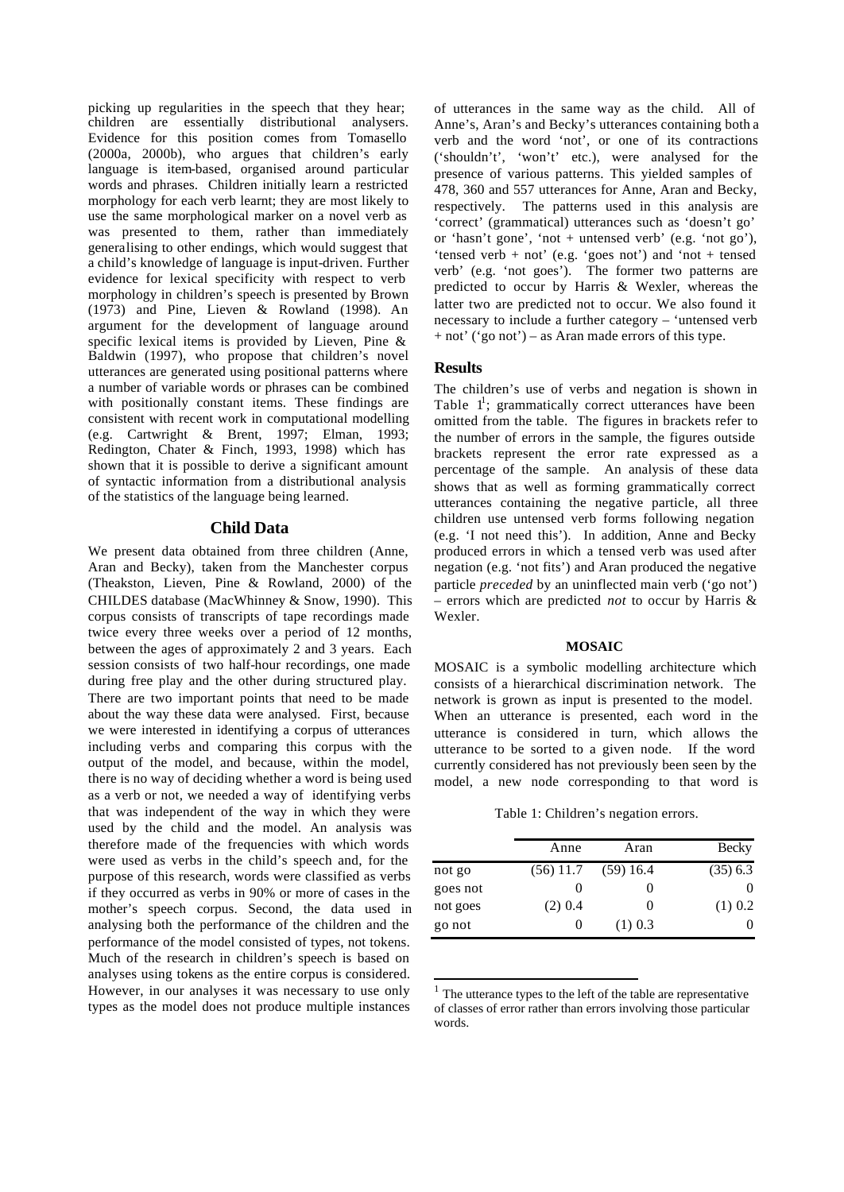picking up regularities in the speech that they hear; children are essentially distributional analysers. Evidence for this position comes from Tomasello (2000a, 2000b), who argues that children's early language is item-based, organised around particular words and phrases. Children initially learn a restricted morphology for each verb learnt; they are most likely to use the same morphological marker on a novel verb as was presented to them, rather than immediately generalising to other endings, which would suggest that a child's knowledge of language is input-driven. Further evidence for lexical specificity with respect to verb morphology in children's speech is presented by Brown (1973) and Pine, Lieven & Rowland (1998). An argument for the development of language around specific lexical items is provided by Lieven, Pine & Baldwin (1997), who propose that children's novel utterances are generated using positional patterns where a number of variable words or phrases can be combined with positionally constant items. These findings are consistent with recent work in computational modelling (e.g. Cartwright & Brent, 1997; Elman, 1993; Redington, Chater & Finch, 1993, 1998) which has shown that it is possible to derive a significant amount of syntactic information from a distributional analysis of the statistics of the language being learned.

## Child Data

We present data obtained from three children (Anne, Aran and Becky), taken from the Manchester corpus (Theakston, Lieven, Pine & Rowland, 2000) of the CHILDES database (MacWhinney & Snow, 1990). This corpus consists of transcripts of tape recordings made twice every three weeks over a period of 12 months, between the ages of approximately 2 and 3 years. Each session consists of two half-hour recordings, one made during free play and the other during structured play.

There are two important points that need to be made about the way these data were analysed. First, because we were interested in identifying a corpus of utterances including verbs and comparing this corpus with the output of the model, and because, within the model, there is no way of deciding whether a word is being used as a verb or not, we needed a way of identifying verbs that was independent of the way in which they were used by the child and the model. An analysis was therefore made of the frequencies with which words were used as verbs in the child's speech and, for the purpose of this research, words were classified as verbs if they occurred as verbs in 90% or more of cases in the mother's speech corpus. Second, the data used in analysing both the performance of the children and the performance of the model consisted of types, not tokens. Much of the research in children's speech is based on analyses using tokens as the entire corpus is considered. However, in our analyses it was necessary to use only types as the model does not produce multiple instances of utterances in the same way as the child. All of Anne's, Aran's and Becky's utterances containing both a verb and the word 'not', or one of its contractions ('shouldn't', 'won't' etc.), were analysed for the presence of various patterns. This yielded samples of 478, 360 and 557 utterances for Anne, Aran and Becky, respectively. The patterns used in this analysis are 'correct' (grammatical) utterances such as 'doesn't go' or 'hasn't gone', 'not + untensed verb' (e.g. 'not go'), 'tensed verb + not' (e.g. 'goes not') and 'not + tensed verb' (e.g. 'not goes'). The former two patterns are predicted to occur by Harris & Wexler, whereas the latter two are predicted not to occur. We also found it necessary to include a further category – 'untensed verb + not' ('go not') – as Aran made errors of this type.

### Results

The children's use of verbs and negation is shown in Table 1[1]; grammatically correct utterances have been omitted from the table. The figures in brackets refer to the number of errors in the sample, the figures outside brackets represent the error rate expressed as a percentage of the sample. An analysis of these data shows that as well as forming grammatically correct utterances containing the negative particle, all three children use untensed verb forms following negation (e.g. 'I not need this'). In addition, Anne and Becky produced errors in which a tensed verb was used after negation (e.g. 'not fits') and Aran produced the negative particle *preceded* by an uninflected main verb ('go not') – errors which are predicted *not* to occur by Harris & Wexler.

## MOSAIC

MOSAIC is a symbolic modelling architecture which consists of a hierarchical discrimination network. The network is grown as input is presented to the model. When an utterance is presented, each word in the utterance is considered in turn, which allows the utterance to be sorted to a given node. If the word currently considered has not previously been seen by the model, a new node corresponding to that word is

Table 1: Children's negation errors.

| | Anne | Aran | Becky |
|---|---|---|---|
| not go | (56) 11.7 | (59) 16.4 | (35) 6.3 |
| goes not | 0 | 0 | 0 |
| not goes | (2) 0.4 | 0 | (1) 0.2 |
| go not | 0 | (1) 0.3 | 0 |

[1] The utterance types to the left of the table are representative of classes of error rather than errors involving those particular words.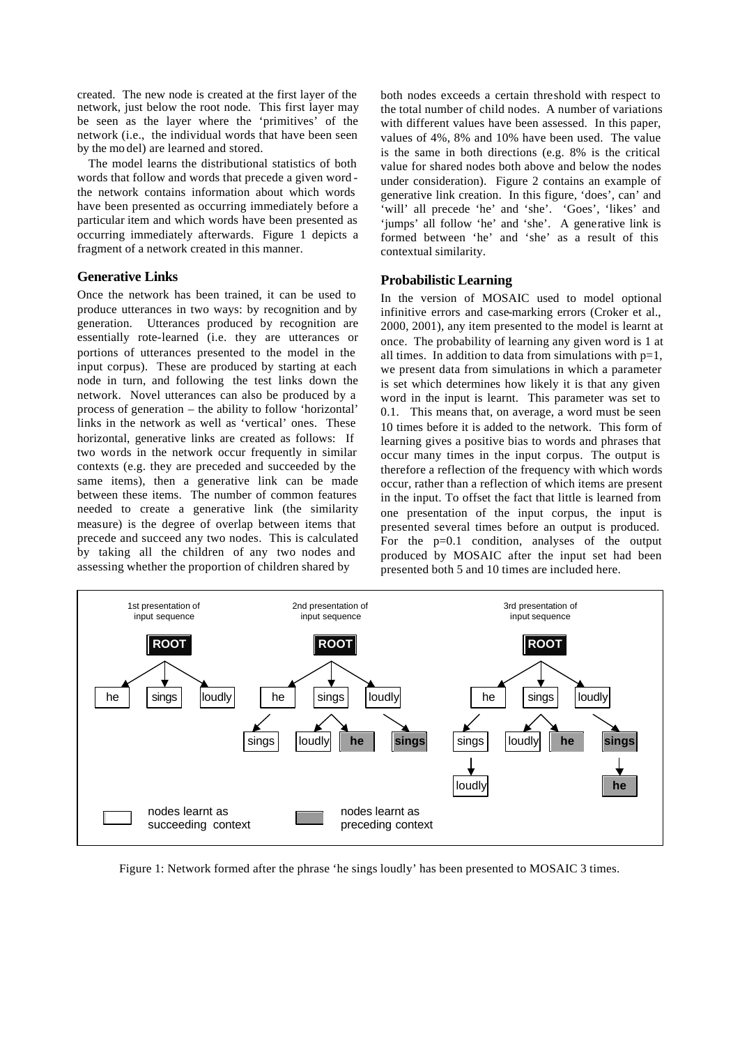created. The new node is created at the first layer of the network, just below the root node. This first layer may be seen as the layer where the 'primitives' of the network (i.e., the individual words that have been seen by the model) are learned and stored.

The model learns the distributional statistics of both words that follow and words that precede a given word - the network contains information about which words have been presented as occurring immediately before a particular item and which words have been presented as occurring immediately afterwards. Figure 1 depicts a fragment of a network created in this manner.

## Generative Links

Once the network has been trained, it can be used to produce utterances in two ways: by recognition and by generation. Utterances produced by recognition are essentially rote-learned (i.e. they are utterances or portions of utterances presented to the model in the input corpus). These are produced by starting at each node in turn, and following the test links down the network. Novel utterances can also be produced by a process of generation – the ability to follow 'horizontal' links in the network as well as 'vertical' ones. These horizontal, generative links are created as follows: If two words in the network occur frequently in similar contexts (e.g. they are preceded and succeeded by the same items), then a generative link can be made between these items. The number of common features needed to create a generative link (the similarity measure) is the degree of overlap between items that precede and succeed any two nodes. This is calculated by taking all the children of any two nodes and assessing whether the proportion of children shared by both nodes exceeds a certain threshold with respect to the total number of child nodes. A number of variations with different values have been assessed. In this paper, values of 4%, 8% and 10% have been used. The value is the same in both directions (e.g. 8% is the critical value for shared nodes both above and below the nodes under consideration). Figure 2 contains an example of generative link creation. In this figure, 'does', can' and 'will' all precede 'he' and 'she'. 'Goes', 'likes' and 'jumps' all follow 'he' and 'she'. A generative link is formed between 'he' and 'she' as a result of this contextual similarity.

## Probabilistic Learning

In the version of MOSAIC used to model optional infinitive errors and case-marking errors (Croker et al., 2000, 2001), any item presented to the model is learnt at once. The probability of learning any given word is 1 at all times. In addition to data from simulations with p=1, we present data from simulations in which a parameter is set which determines how likely it is that any given word in the input is learnt. This parameter was set to 0.1. This means that, on average, a word must be seen 10 times before it is added to the network. This form of learning gives a positive bias to words and phrases that occur many times in the input corpus. The output is therefore a reflection of the frequency with which words occur, rather than a reflection of which items are present in the input. To offset the fact that little is learned from one presentation of the input corpus, the input is presented several times before an output is produced. For the p=0.1 condition, analyses of the output produced by MOSAIC after the input set had been presented both 5 and 10 times are included here.

Figure 1: Network formed after the phrase 'he sings loudly' has been presented to MOSAIC 3 times.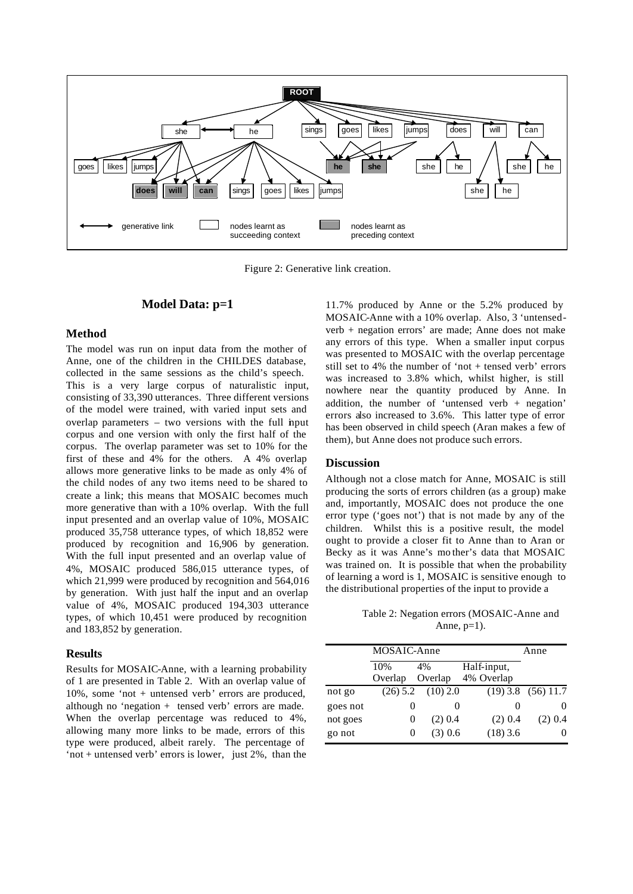Figure 2: Generative link creation.

## Model Data: p=1

### Method

The model was run on input data from the mother of Anne, one of the children in the CHILDES database, collected in the same sessions as the child's speech. This is a very large corpus of naturalistic input, consisting of 33,390 utterances. Three different versions of the model were trained, with varied input sets and overlap parameters – two versions with the full input corpus and one version with only the first half of the corpus. The overlap parameter was set to 10% for the first of these and 4% for the others. A 4% overlap allows more generative links to be made as only 4% of the child nodes of any two items need to be shared to create a link; this means that MOSAIC becomes much more generative than with a 10% overlap. With the full input presented and an overlap value of 10%, MOSAIC produced 35,758 utterance types, of which 18,852 were produced by recognition and 16,906 by generation. With the full input presented and an overlap value of 4%, MOSAIC produced 586,015 utterance types, of which 21,999 were produced by recognition and 564,016 by generation. With just half the input and an overlap value of 4%, MOSAIC produced 194,303 utterance types, of which 10,451 were produced by recognition and 183,852 by generation.

### Results

Results for MOSAIC-Anne, with a learning probability of 1 are presented in Table 2. With an overlap value of 10%, some 'not + untensed verb' errors are produced, although no 'negation + tensed verb' errors are made. When the overlap percentage was reduced to 4%, allowing many more links to be made, errors of this type were produced, albeit rarely. The percentage of 'not + untensed verb' errors is lower, just 2%, than the 11.7% produced by Anne or the 5.2% produced by MOSAIC-Anne with a 10% overlap. Also, 3 'untensed-verb + negation errors' are made; Anne does not make any errors of this type. When a smaller input corpus was presented to MOSAIC with the overlap percentage still set to 4% the number of 'not + tensed verb' errors was increased to 3.8% which, whilst higher, is still nowhere near the quantity produced by Anne. In addition, the number of 'untensed verb + negation' errors also increased to 3.6%. This latter type of error has been observed in child speech (Aran makes a few of them), but Anne does not produce such errors.

### Discussion

Although not a close match for Anne, MOSAIC is still producing the sorts of errors children (as a group) make and, importantly, MOSAIC does not produce the one error type ('goes not') that is not made by any of the children. Whilst this is a positive result, the model ought to provide a closer fit to Anne than to Aran or Becky as it was Anne's mother's data that MOSAIC was trained on. It is possible that when the probability of learning a word is 1, MOSAIC is sensitive enough to the distributional properties of the input to provide a

Table 2: Negation errors (MOSAIC-Anne and Anne, p=1).

| | MOSAIC-Anne | | | Anne |
|---|---|---|---|---|
| | 10% Overlap | 4% Overlap | Half-input, 4% Overlap | |
| not go | (26) 5.2 | (10) 2.0 | (19) 3.8 | (56) 11.7 |
| goes not | 0 | 0 | 0 | 0 |
| not goes | 0 | (2) 0.4 | (2) 0.4 | (2) 0.4 |
| go not | 0 | (3) 0.6 | (18) 3.6 | 0 |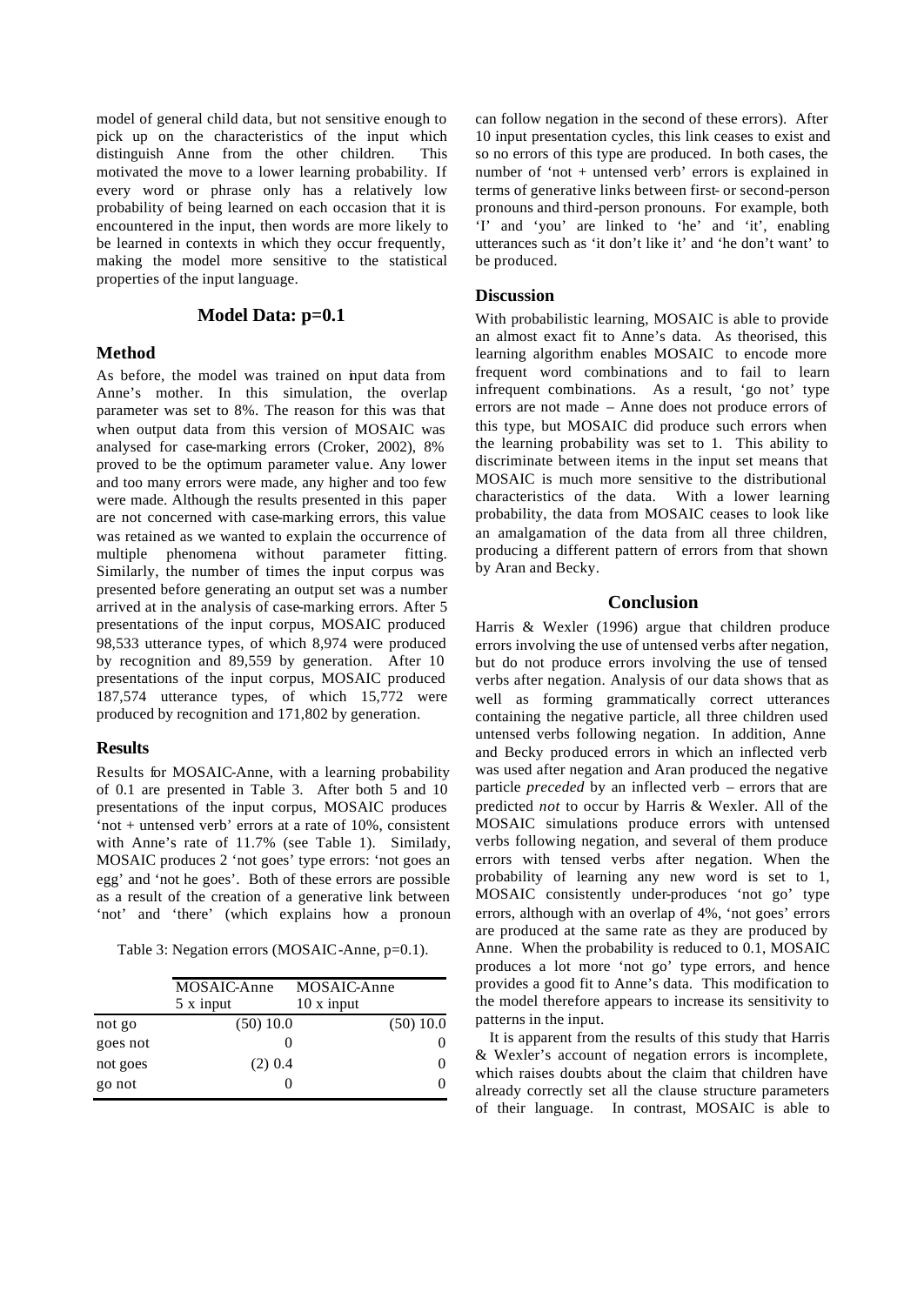model of general child data, but not sensitive enough to pick up on the characteristics of the input which distinguish Anne from the other children. This motivated the move to a lower learning probability. If every word or phrase only has a relatively low probability of being learned on each occasion that it is encountered in the input, then words are more likely to be learned in contexts in which they occur frequently, making the model more sensitive to the statistical properties of the input language.

## Model Data: p=0.1

### Method

As before, the model was trained on input data from Anne's mother. In this simulation, the overlap parameter was set to 8%. The reason for this was that when output data from this version of MOSAIC was analysed for case-marking errors (Croker, 2002), 8% proved to be the optimum parameter value. Any lower and too many errors were made, any higher and too few were made. Although the results presented in this paper are not concerned with case-marking errors, this value was retained as we wanted to explain the occurrence of multiple phenomena without parameter fitting. Similarly, the number of times the input corpus was presented before generating an output set was a number arrived at in the analysis of case-marking errors. After 5 presentations of the input corpus, MOSAIC produced 98,533 utterance types, of which 8,974 were produced by recognition and 89,559 by generation. After 10 presentations of the input corpus, MOSAIC produced 187,574 utterance types, of which 15,772 were produced by recognition and 171,802 by generation.

### Results

Results for MOSAIC-Anne, with a learning probability of 0.1 are presented in Table 3. After both 5 and 10 presentations of the input corpus, MOSAIC produces 'not + untensed verb' errors at a rate of 10%, consistent with Anne's rate of 11.7% (see Table 1). Similarly, MOSAIC produces 2 'not goes' type errors: 'not goes an egg' and 'not he goes'. Both of these errors are possible as a result of the creation of a generative link between 'not' and 'there' (which explains how a pronoun can follow negation in the second of these errors). After 10 input presentation cycles, this link ceases to exist and so no errors of this type are produced. In both cases, the number of 'not + untensed verb' errors is explained in terms of generative links between first- or second-person pronouns and third-person pronouns. For example, both 'I' and 'you' are linked to 'he' and 'it', enabling utterances such as 'it don't like it' and 'he don't want' to be produced.

Table 3: Negation errors (MOSAIC-Anne, p=0.1).

| | MOSAIC-Anne 5 x input | MOSAIC-Anne 10 x input |
|---|---|---|
| not go | (50) 10.0 | (50) 10.0 |
| goes not | 0 | 0 |
| not goes | (2) 0.4 | 0 |
| go not | 0 | 0 |

### Discussion

With probabilistic learning, MOSAIC is able to provide an almost exact fit to Anne's data. As theorised, this learning algorithm enables MOSAIC to encode more frequent word combinations and to fail to learn infrequent combinations. As a result, 'go not' type errors are not made – Anne does not produce errors of this type, but MOSAIC did produce such errors when the learning probability was set to 1. This ability to discriminate between items in the input set means that MOSAIC is much more sensitive to the distributional characteristics of the data. With a lower learning probability, the data from MOSAIC ceases to look like an amalgamation of the data from all three children, producing a different pattern of errors from that shown by Aran and Becky.

## Conclusion

Harris & Wexler (1996) argue that children produce errors involving the use of untensed verbs after negation, but do not produce errors involving the use of tensed verbs after negation. Analysis of our data shows that as well as forming grammatically correct utterances containing the negative particle, all three children used untensed verbs following negation. In addition, Anne and Becky produced errors in which an inflected verb was used after negation and Aran produced the negative particle *preceded* by an inflected verb – errors that are predicted *not* to occur by Harris & Wexler. All of the MOSAIC simulations produce errors with untensed verbs following negation, and several of them produce errors with tensed verbs after negation. When the probability of learning any new word is set to 1, MOSAIC consistently under-produces 'not go' type errors, although with an overlap of 4%, 'not goes' errors are produced at the same rate as they are produced by Anne. When the probability is reduced to 0.1, MOSAIC produces a lot more 'not go' type errors, and hence provides a good fit to Anne's data. This modification to the model therefore appears to increase its sensitivity to patterns in the input.

It is apparent from the results of this study that Harris & Wexler's account of negation errors is incomplete, which raises doubts about the claim that children have already correctly set all the clause structure parameters of their language. In contrast, MOSAIC is able to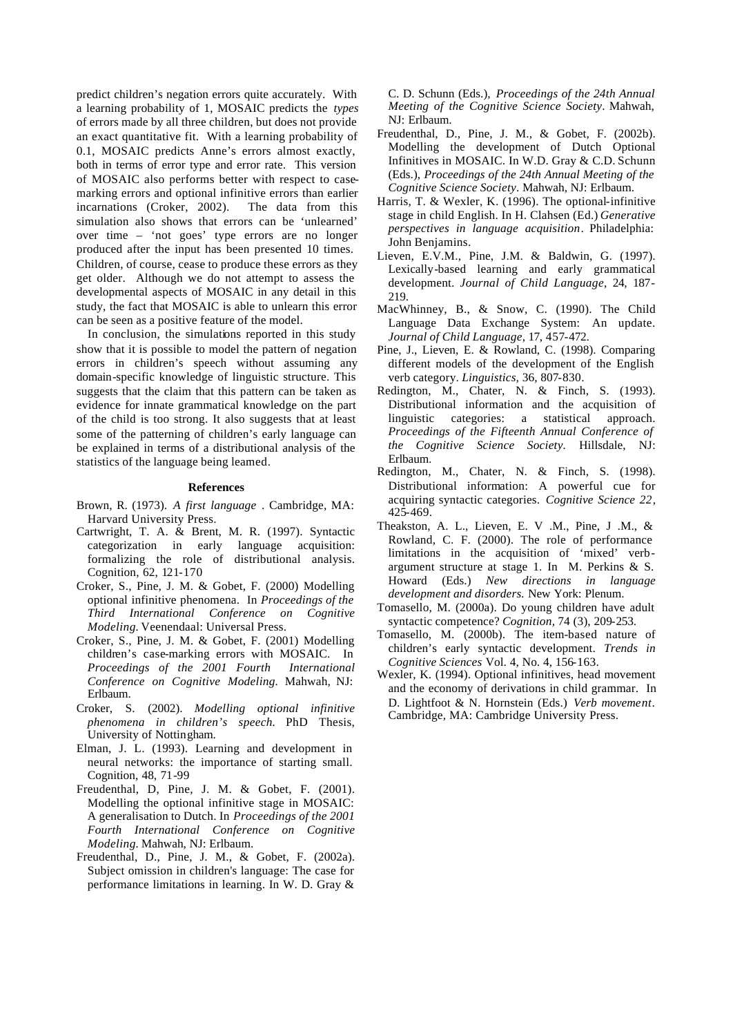predict children's negation errors quite accurately. With a learning probability of 1, MOSAIC predicts the *types* of errors made by all three children, but does not provide an exact quantitative fit. With a learning probability of 0.1, MOSAIC predicts Anne's errors almost exactly, both in terms of error type and error rate. This version of MOSAIC also performs better with respect to case-marking errors and optional infinitive errors than earlier incarnations (Croker, 2002). The data from this simulation also shows that errors can be 'unlearned' over time – 'not goes' type errors are no longer produced after the input has been presented 10 times. Children, of course, cease to produce these errors as they get older. Although we do not attempt to assess the developmental aspects of MOSAIC in any detail in this study, the fact that MOSAIC is able to unlearn this error can be seen as a positive feature of the model.

In conclusion, the simulations reported in this study show that it is possible to model the pattern of negation errors in children's speech without assuming any domain-specific knowledge of linguistic structure. This suggests that the claim that this pattern can be taken as evidence for innate grammatical knowledge on the part of the child is too strong. It also suggests that at least some of the patterning of children's early language can be explained in terms of a distributional analysis of the statistics of the language being learned.

## References

Brown, R. (1973). *A first language* . Cambridge, MA: Harvard University Press.

Cartwright, T. A. & Brent, M. R. (1997). Syntactic categorization in early language acquisition: formalizing the role of distributional analysis. Cognition, 62, 121-170

Croker, S., Pine, J. M. & Gobet, F. (2000) Modelling optional infinitive phenomena. In *Proceedings of the Third International Conference on Cognitive Modeling*. Veenendaal: Universal Press.

Croker, S., Pine, J. M. & Gobet, F. (2001) Modelling children's case-marking errors with MOSAIC. In *Proceedings of the 2001 Fourth International Conference on Cognitive Modeling.* Mahwah, NJ: Erlbaum.

Croker, S. (2002). *Modelling optional infinitive phenomena in children's speech.* PhD Thesis, University of Nottingham.

Elman, J. L. (1993). Learning and development in neural networks: the importance of starting small. Cognition, 48, 71-99

Freudenthal, D, Pine, J. M. & Gobet, F. (2001). Modelling the optional infinitive stage in MOSAIC: A generalisation to Dutch. In *Proceedings of the 2001 Fourth International Conference on Cognitive Modeling*. Mahwah, NJ: Erlbaum.

Freudenthal, D., Pine, J. M., & Gobet, F. (2002a). Subject omission in children's language: The case for performance limitations in learning. In W. D. Gray & C. D. Schunn (Eds.), *Proceedings of the 24th Annual Meeting of the Cognitive Science Society*. Mahwah, NJ: Erlbaum.

Freudenthal, D., Pine, J. M., & Gobet, F. (2002b). Modelling the development of Dutch Optional Infinitives in MOSAIC. In W.D. Gray & C.D. Schunn (Eds.), *Proceedings of the 24th Annual Meeting of the Cognitive Science Society*. Mahwah, NJ: Erlbaum.

Harris, T. & Wexler, K. (1996). The optional-infinitive stage in child English. In H. Clahsen (Ed.) *Generative perspectives in language acquisition*. Philadelphia: John Benjamins.

Lieven, E.V.M., Pine, J.M. & Baldwin, G. (1997). Lexically-based learning and early grammatical development. *Journal of Child Language*, 24, 187-219.

MacWhinney, B., & Snow, C. (1990). The Child Language Data Exchange System: An update. *Journal of Child Language*, 17, 457-472.

Pine, J., Lieven, E. & Rowland, C. (1998). Comparing different models of the development of the English verb category. *Linguistics*, 36, 807-830.

Redington, M., Chater, N. & Finch, S. (1993). Distributional information and the acquisition of linguistic categories: a statistical approach. *Proceedings of the Fifteenth Annual Conference of the Cognitive Science Society*. Hillsdale, NJ: Erlbaum.

Redington, M., Chater, N. & Finch, S. (1998). Distributional information: A powerful cue for acquiring syntactic categories. *Cognitive Science 22*, 425-469.

Theakston, A. L., Lieven, E. V .M., Pine, J .M., & Rowland, C. F. (2000). The role of performance limitations in the acquisition of 'mixed' verb-argument structure at stage 1. In M. Perkins & S. Howard (Eds.) *New directions in language development and disorders.* New York: Plenum.

Tomasello, M. (2000a). Do young children have adult syntactic competence? *Cognition*, 74 (3), 209-253.

Tomasello, M. (2000b). The item-based nature of children's early syntactic development. *Trends in Cognitive Sciences* Vol. 4, No. 4, 156-163.

Wexler, K. (1994). Optional infinitives, head movement and the economy of derivations in child grammar. In D. Lightfoot & N. Hornstein (Eds.) *Verb movement*. Cambridge, MA: Cambridge University Press.